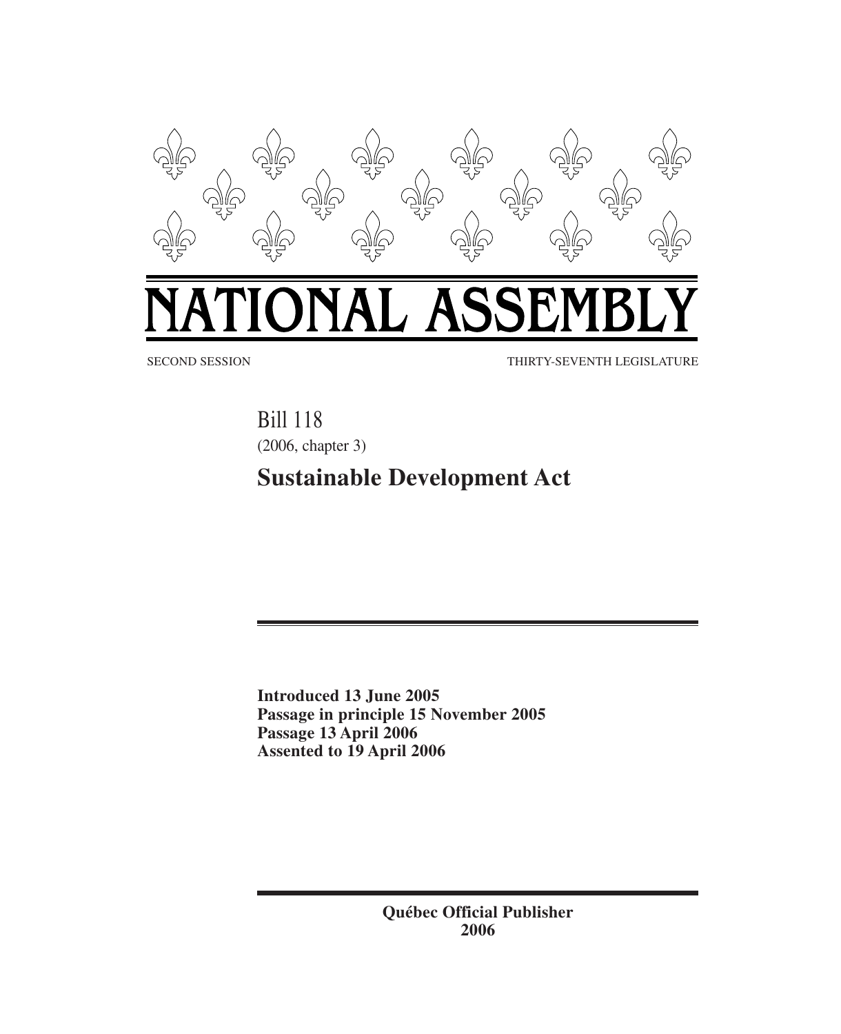# NATIONAL ASSEMBLY

SECOND SESSION THIRTY-SEVENTH LEGISLATURE

Bill 118

(2006, chapter 3)

## Sustainable Development Act

**Introduced 13 June 2005**
**Passage in principle 15 November 2005**
**Passage 13 April 2006**
**Assented to 19 April 2006**

**Québec Official Publisher**
**2006**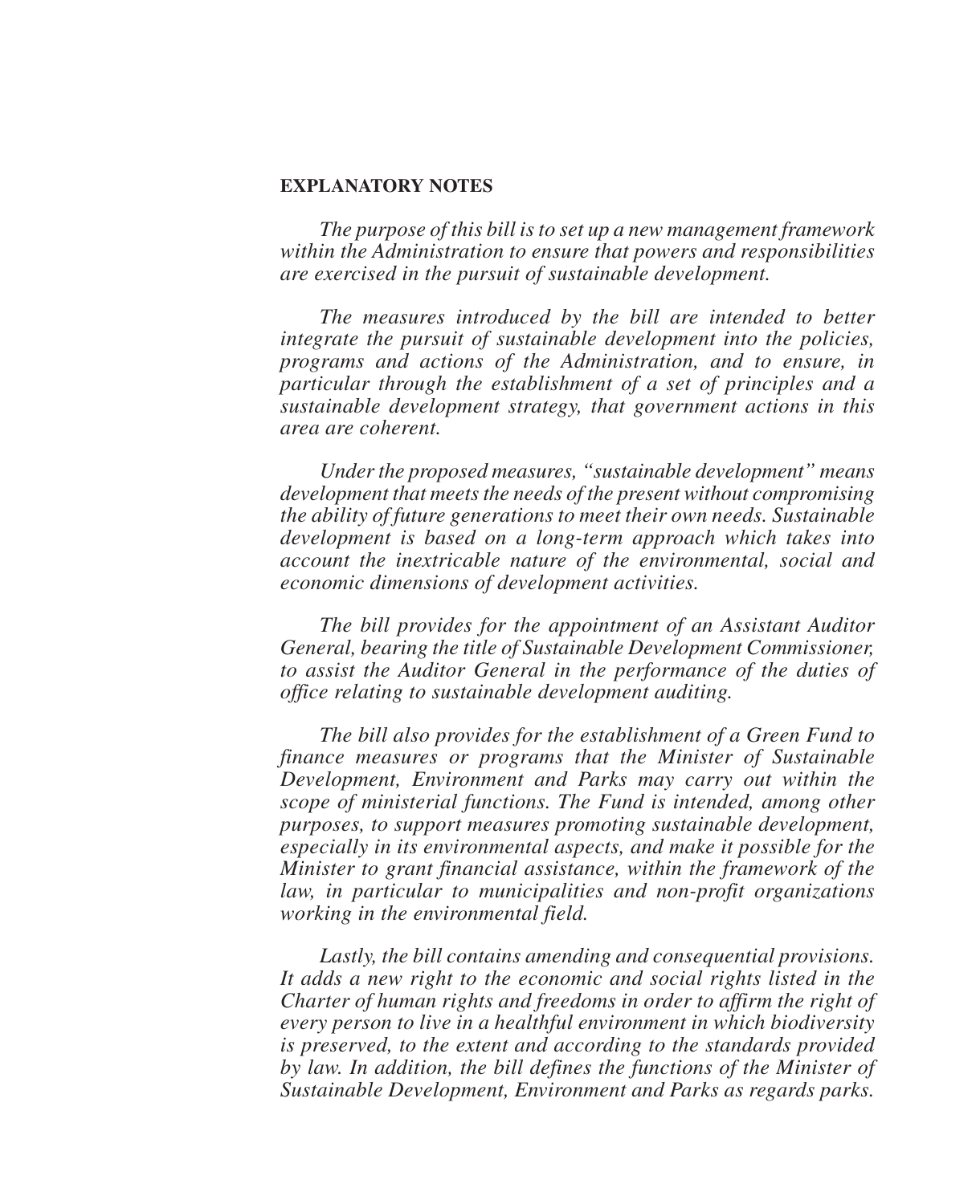**EXPLANATORY NOTES**

*The purpose of this bill is to set up a new management framework within the Administration to ensure that powers and responsibilities are exercised in the pursuit of sustainable development.*

*The measures introduced by the bill are intended to better integrate the pursuit of sustainable development into the policies, programs and actions of the Administration, and to ensure, in particular through the establishment of a set of principles and a sustainable development strategy, that government actions in this area are coherent.*

*Under the proposed measures, "sustainable development" means development that meets the needs of the present without compromising the ability of future generations to meet their own needs. Sustainable development is based on a long-term approach which takes into account the inextricable nature of the environmental, social and economic dimensions of development activities.*

*The bill provides for the appointment of an Assistant Auditor General, bearing the title of Sustainable Development Commissioner, to assist the Auditor General in the performance of the duties of office relating to sustainable development auditing.*

*The bill also provides for the establishment of a Green Fund to finance measures or programs that the Minister of Sustainable Development, Environment and Parks may carry out within the scope of ministerial functions. The Fund is intended, among other purposes, to support measures promoting sustainable development, especially in its environmental aspects, and make it possible for the Minister to grant financial assistance, within the framework of the law, in particular to municipalities and non-profit organizations working in the environmental field.*

*Lastly, the bill contains amending and consequential provisions. It adds a new right to the economic and social rights listed in the Charter of human rights and freedoms in order to affirm the right of every person to live in a healthful environment in which biodiversity is preserved, to the extent and according to the standards provided by law. In addition, the bill defines the functions of the Minister of Sustainable Development, Environment and Parks as regards parks.*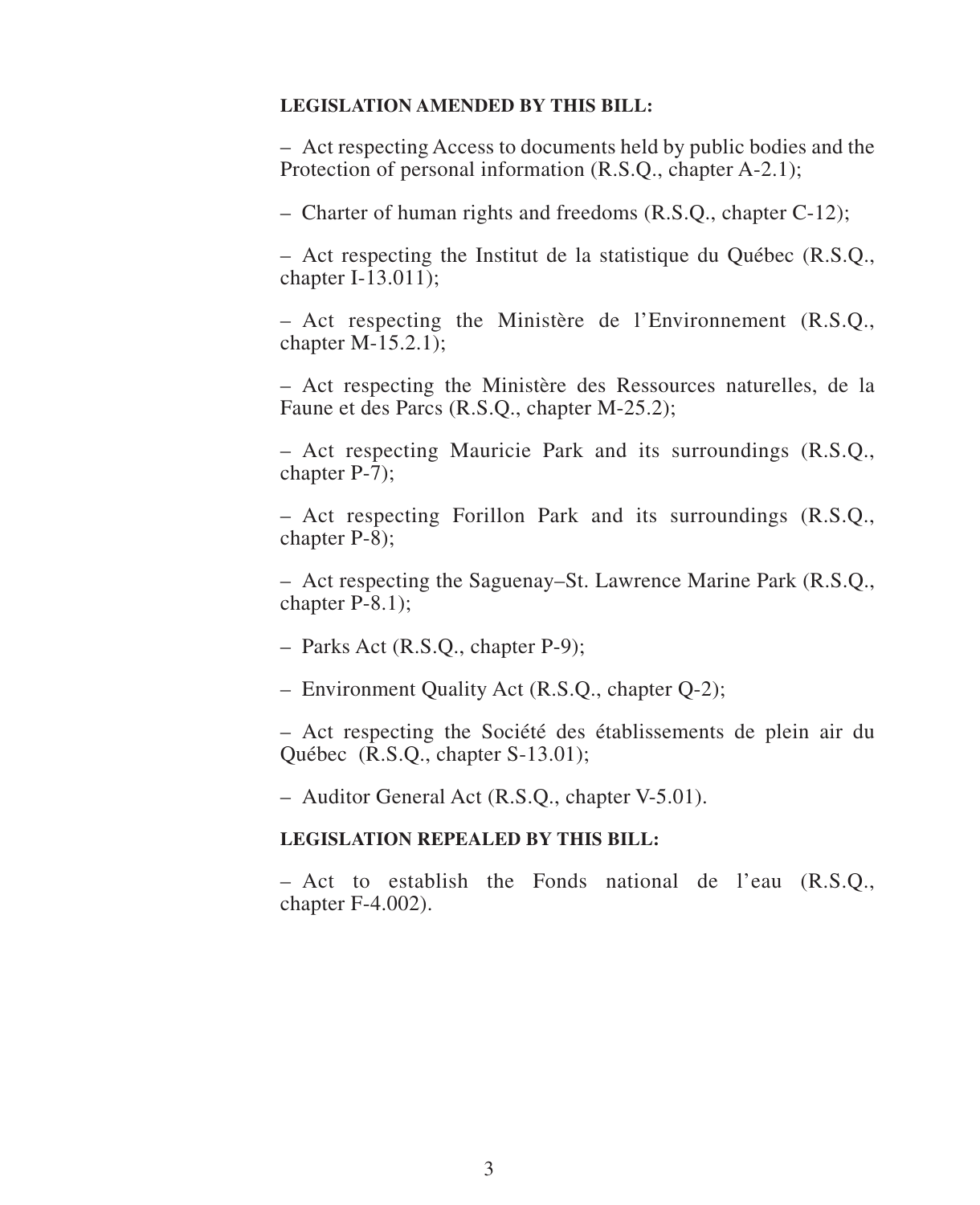**LEGISLATION AMENDED BY THIS BILL:**

– Act respecting Access to documents held by public bodies and the Protection of personal information (R.S.Q., chapter A-2.1);

– Charter of human rights and freedoms (R.S.Q., chapter C-12);

– Act respecting the Institut de la statistique du Québec (R.S.Q., chapter I-13.011);

– Act respecting the Ministère de l'Environnement (R.S.Q., chapter M-15.2.1);

– Act respecting the Ministère des Ressources naturelles, de la Faune et des Parcs (R.S.Q., chapter M-25.2);

– Act respecting Mauricie Park and its surroundings (R.S.Q., chapter P-7);

– Act respecting Forillon Park and its surroundings (R.S.Q., chapter P-8);

– Act respecting the Saguenay–St. Lawrence Marine Park (R.S.Q., chapter P-8.1);

– Parks Act (R.S.Q., chapter P-9);

– Environment Quality Act (R.S.Q., chapter Q-2);

– Act respecting the Société des établissements de plein air du Québec (R.S.Q., chapter S-13.01);

– Auditor General Act (R.S.Q., chapter V-5.01).

**LEGISLATION REPEALED BY THIS BILL:**

– Act to establish the Fonds national de l'eau (R.S.Q., chapter F-4.002).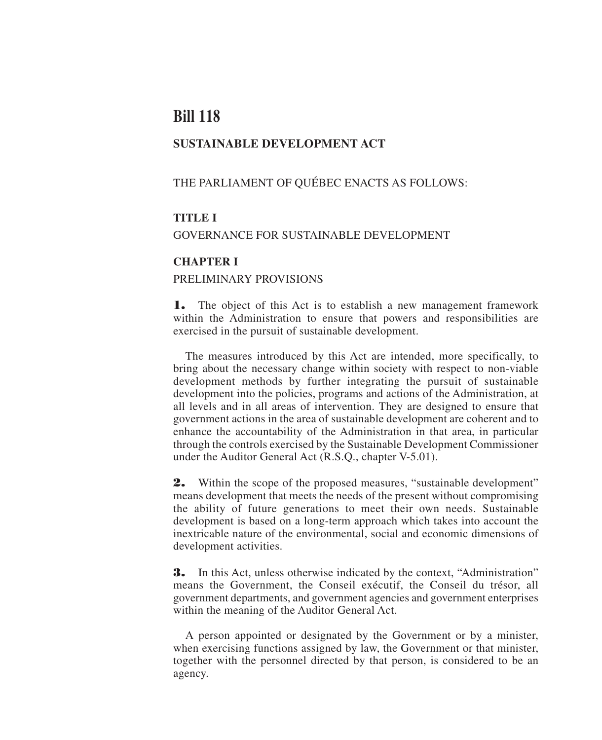# Bill 118

## SUSTAINABLE DEVELOPMENT ACT

THE PARLIAMENT OF QUÉBEC ENACTS AS FOLLOWS:

### TITLE I

GOVERNANCE FOR SUSTAINABLE DEVELOPMENT

### CHAPTER I

PRELIMINARY PROVISIONS

**1.** The object of this Act is to establish a new management framework within the Administration to ensure that powers and responsibilities are exercised in the pursuit of sustainable development.

The measures introduced by this Act are intended, more specifically, to bring about the necessary change within society with respect to non-viable development methods by further integrating the pursuit of sustainable development into the policies, programs and actions of the Administration, at all levels and in all areas of intervention. They are designed to ensure that government actions in the area of sustainable development are coherent and to enhance the accountability of the Administration in that area, in particular through the controls exercised by the Sustainable Development Commissioner under the Auditor General Act (R.S.Q., chapter V-5.01).

**2.** Within the scope of the proposed measures, "sustainable development" means development that meets the needs of the present without compromising the ability of future generations to meet their own needs. Sustainable development is based on a long-term approach which takes into account the inextricable nature of the environmental, social and economic dimensions of development activities.

**3.** In this Act, unless otherwise indicated by the context, "Administration" means the Government, the Conseil exécutif, the Conseil du trésor, all government departments, and government agencies and government enterprises within the meaning of the Auditor General Act.

A person appointed or designated by the Government or by a minister, when exercising functions assigned by law, the Government or that minister, together with the personnel directed by that person, is considered to be an agency.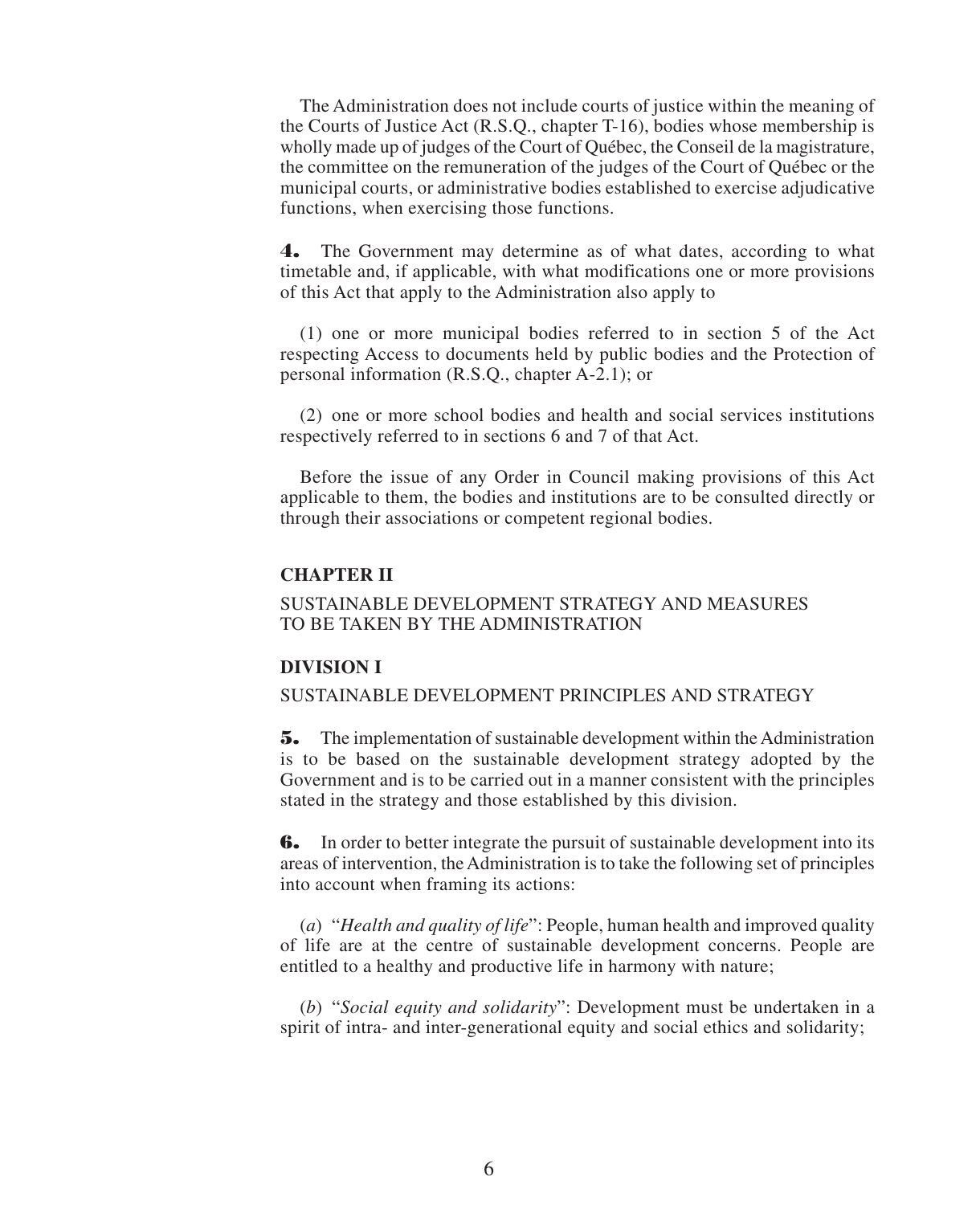The Administration does not include courts of justice within the meaning of the Courts of Justice Act (R.S.Q., chapter T-16), bodies whose membership is wholly made up of judges of the Court of Québec, the Conseil de la magistrature, the committee on the remuneration of the judges of the Court of Québec or the municipal courts, or administrative bodies established to exercise adjudicative functions, when exercising those functions.

**4.** The Government may determine as of what dates, according to what timetable and, if applicable, with what modifications one or more provisions of this Act that apply to the Administration also apply to

(1) one or more municipal bodies referred to in section 5 of the Act respecting Access to documents held by public bodies and the Protection of personal information (R.S.Q., chapter A-2.1); or

(2) one or more school bodies and health and social services institutions respectively referred to in sections 6 and 7 of that Act.

Before the issue of any Order in Council making provisions of this Act applicable to them, the bodies and institutions are to be consulted directly or through their associations or competent regional bodies.

## CHAPTER II

## SUSTAINABLE DEVELOPMENT STRATEGY AND MEASURES TO BE TAKEN BY THE ADMINISTRATION

### DIVISION I

### SUSTAINABLE DEVELOPMENT PRINCIPLES AND STRATEGY

**5.** The implementation of sustainable development within the Administration is to be based on the sustainable development strategy adopted by the Government and is to be carried out in a manner consistent with the principles stated in the strategy and those established by this division.

**6.** In order to better integrate the pursuit of sustainable development into its areas of intervention, the Administration is to take the following set of principles into account when framing its actions:

(*a*) "*Health and quality of life*": People, human health and improved quality of life are at the centre of sustainable development concerns. People are entitled to a healthy and productive life in harmony with nature;

(*b*) "*Social equity and solidarity*": Development must be undertaken in a spirit of intra- and inter-generational equity and social ethics and solidarity;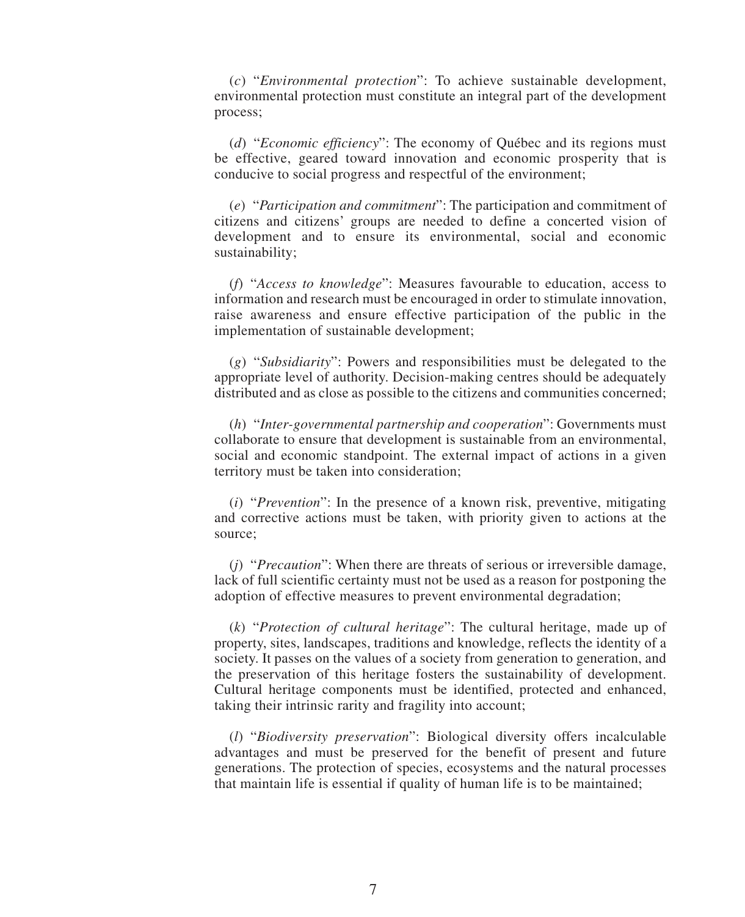(*c*) "*Environmental protection*": To achieve sustainable development, environmental protection must constitute an integral part of the development process;

(*d*) "*Economic efficiency*": The economy of Québec and its regions must be effective, geared toward innovation and economic prosperity that is conducive to social progress and respectful of the environment;

(*e*) "*Participation and commitment*": The participation and commitment of citizens and citizens' groups are needed to define a concerted vision of development and to ensure its environmental, social and economic sustainability;

(*f*) "*Access to knowledge*": Measures favourable to education, access to information and research must be encouraged in order to stimulate innovation, raise awareness and ensure effective participation of the public in the implementation of sustainable development;

(*g*) "*Subsidiarity*": Powers and responsibilities must be delegated to the appropriate level of authority. Decision-making centres should be adequately distributed and as close as possible to the citizens and communities concerned;

(*h*) "*Inter-governmental partnership and cooperation*": Governments must collaborate to ensure that development is sustainable from an environmental, social and economic standpoint. The external impact of actions in a given territory must be taken into consideration;

(*i*) "*Prevention*": In the presence of a known risk, preventive, mitigating and corrective actions must be taken, with priority given to actions at the source;

(*j*) "*Precaution*": When there are threats of serious or irreversible damage, lack of full scientific certainty must not be used as a reason for postponing the adoption of effective measures to prevent environmental degradation;

(*k*) "*Protection of cultural heritage*": The cultural heritage, made up of property, sites, landscapes, traditions and knowledge, reflects the identity of a society. It passes on the values of a society from generation to generation, and the preservation of this heritage fosters the sustainability of development. Cultural heritage components must be identified, protected and enhanced, taking their intrinsic rarity and fragility into account;

(*l*) "*Biodiversity preservation*": Biological diversity offers incalculable advantages and must be preserved for the benefit of present and future generations. The protection of species, ecosystems and the natural processes that maintain life is essential if quality of human life is to be maintained;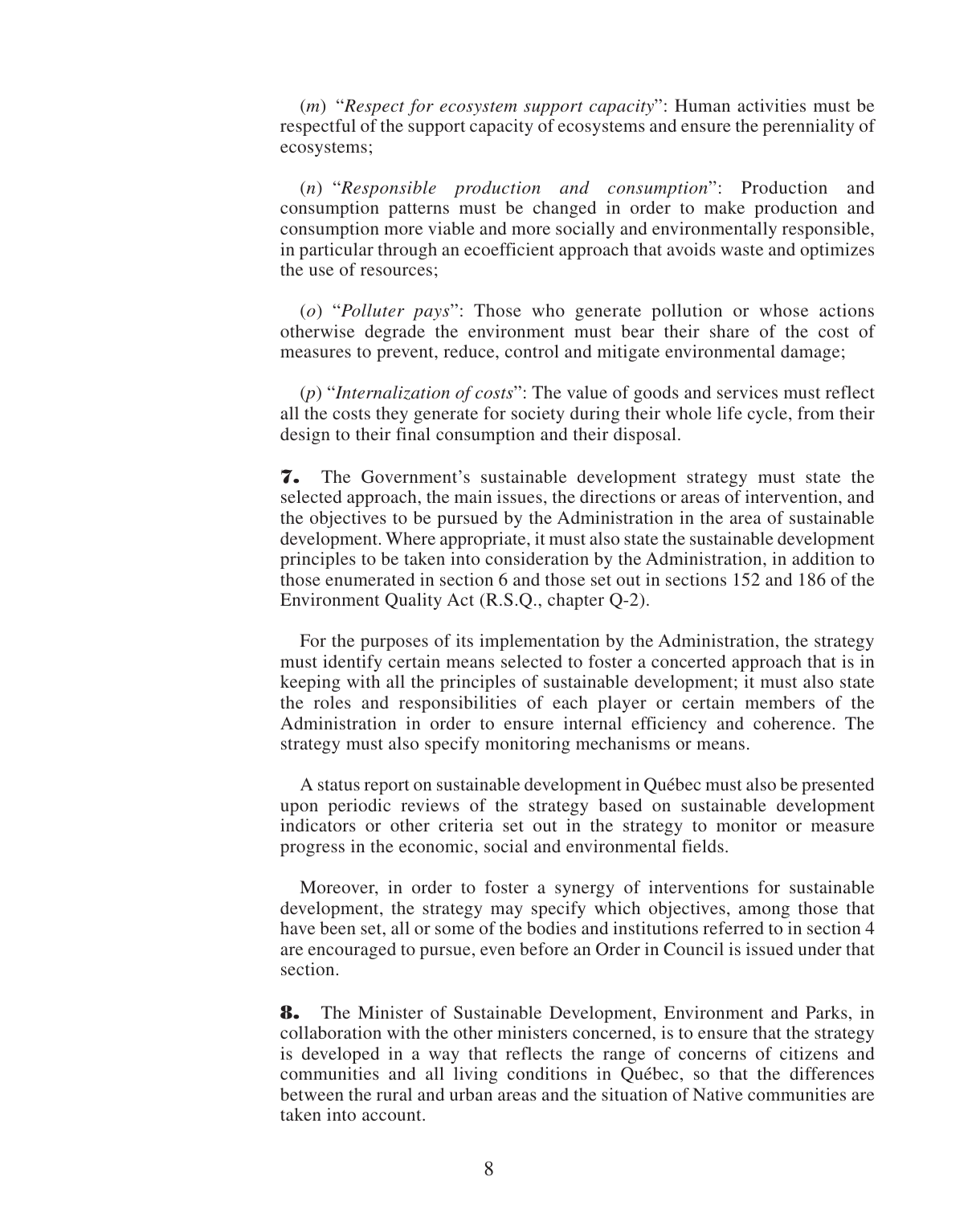(*m*) "*Respect for ecosystem support capacity*": Human activities must be respectful of the support capacity of ecosystems and ensure the perenniality of ecosystems;

(*n*) "*Responsible production and consumption*": Production and consumption patterns must be changed in order to make production and consumption more viable and more socially and environmentally responsible, in particular through an ecoefficient approach that avoids waste and optimizes the use of resources;

(*o*) "*Polluter pays*": Those who generate pollution or whose actions otherwise degrade the environment must bear their share of the cost of measures to prevent, reduce, control and mitigate environmental damage;

(*p*) "*Internalization of costs*": The value of goods and services must reflect all the costs they generate for society during their whole life cycle, from their design to their final consumption and their disposal.

**7.** The Government's sustainable development strategy must state the selected approach, the main issues, the directions or areas of intervention, and the objectives to be pursued by the Administration in the area of sustainable development. Where appropriate, it must also state the sustainable development principles to be taken into consideration by the Administration, in addition to those enumerated in section 6 and those set out in sections 152 and 186 of the Environment Quality Act (R.S.Q., chapter Q-2).

For the purposes of its implementation by the Administration, the strategy must identify certain means selected to foster a concerted approach that is in keeping with all the principles of sustainable development; it must also state the roles and responsibilities of each player or certain members of the Administration in order to ensure internal efficiency and coherence. The strategy must also specify monitoring mechanisms or means.

A status report on sustainable development in Québec must also be presented upon periodic reviews of the strategy based on sustainable development indicators or other criteria set out in the strategy to monitor or measure progress in the economic, social and environmental fields.

Moreover, in order to foster a synergy of interventions for sustainable development, the strategy may specify which objectives, among those that have been set, all or some of the bodies and institutions referred to in section 4 are encouraged to pursue, even before an Order in Council is issued under that section.

**8.** The Minister of Sustainable Development, Environment and Parks, in collaboration with the other ministers concerned, is to ensure that the strategy is developed in a way that reflects the range of concerns of citizens and communities and all living conditions in Québec, so that the differences between the rural and urban areas and the situation of Native communities are taken into account.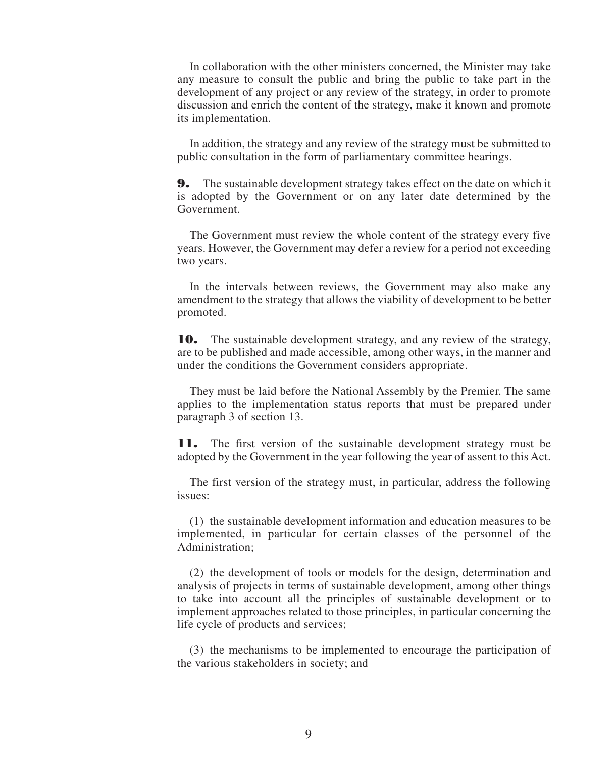In collaboration with the other ministers concerned, the Minister may take any measure to consult the public and bring the public to take part in the development of any project or any review of the strategy, in order to promote discussion and enrich the content of the strategy, make it known and promote its implementation.

In addition, the strategy and any review of the strategy must be submitted to public consultation in the form of parliamentary committee hearings.

**9.** The sustainable development strategy takes effect on the date on which it is adopted by the Government or on any later date determined by the Government.

The Government must review the whole content of the strategy every five years. However, the Government may defer a review for a period not exceeding two years.

In the intervals between reviews, the Government may also make any amendment to the strategy that allows the viability of development to be better promoted.

**10.** The sustainable development strategy, and any review of the strategy, are to be published and made accessible, among other ways, in the manner and under the conditions the Government considers appropriate.

They must be laid before the National Assembly by the Premier. The same applies to the implementation status reports that must be prepared under paragraph 3 of section 13.

**11.** The first version of the sustainable development strategy must be adopted by the Government in the year following the year of assent to this Act.

The first version of the strategy must, in particular, address the following issues:

(1) the sustainable development information and education measures to be implemented, in particular for certain classes of the personnel of the Administration;

(2) the development of tools or models for the design, determination and analysis of projects in terms of sustainable development, among other things to take into account all the principles of sustainable development or to implement approaches related to those principles, in particular concerning the life cycle of products and services;

(3) the mechanisms to be implemented to encourage the participation of the various stakeholders in society; and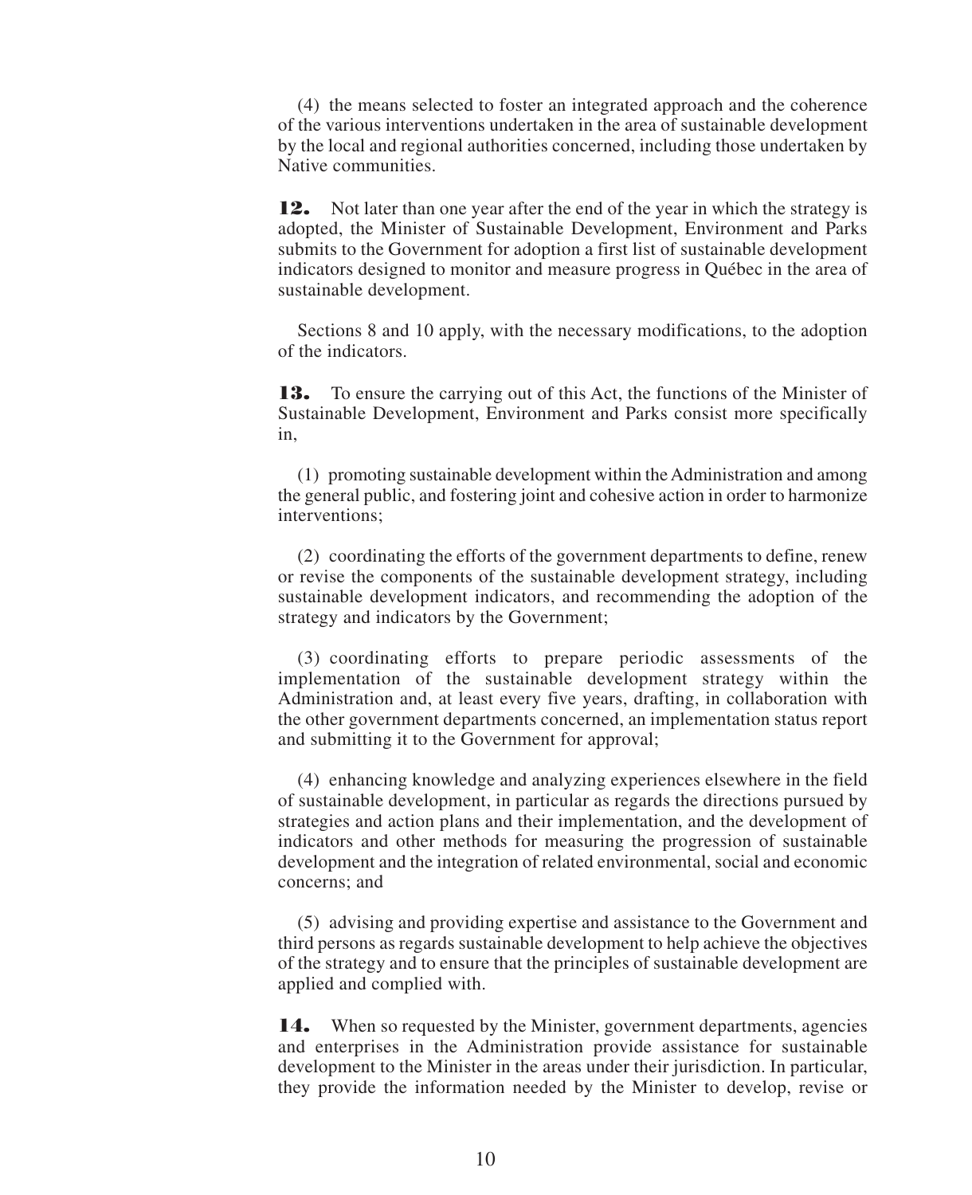(4) the means selected to foster an integrated approach and the coherence of the various interventions undertaken in the area of sustainable development by the local and regional authorities concerned, including those undertaken by Native communities.

**12.** Not later than one year after the end of the year in which the strategy is adopted, the Minister of Sustainable Development, Environment and Parks submits to the Government for adoption a first list of sustainable development indicators designed to monitor and measure progress in Québec in the area of sustainable development.

Sections 8 and 10 apply, with the necessary modifications, to the adoption of the indicators.

**13.** To ensure the carrying out of this Act, the functions of the Minister of Sustainable Development, Environment and Parks consist more specifically in,

(1) promoting sustainable development within the Administration and among the general public, and fostering joint and cohesive action in order to harmonize interventions;

(2) coordinating the efforts of the government departments to define, renew or revise the components of the sustainable development strategy, including sustainable development indicators, and recommending the adoption of the strategy and indicators by the Government;

(3) coordinating efforts to prepare periodic assessments of the implementation of the sustainable development strategy within the Administration and, at least every five years, drafting, in collaboration with the other government departments concerned, an implementation status report and submitting it to the Government for approval;

(4) enhancing knowledge and analyzing experiences elsewhere in the field of sustainable development, in particular as regards the directions pursued by strategies and action plans and their implementation, and the development of indicators and other methods for measuring the progression of sustainable development and the integration of related environmental, social and economic concerns; and

(5) advising and providing expertise and assistance to the Government and third persons as regards sustainable development to help achieve the objectives of the strategy and to ensure that the principles of sustainable development are applied and complied with.

**14.** When so requested by the Minister, government departments, agencies and enterprises in the Administration provide assistance for sustainable development to the Minister in the areas under their jurisdiction. In particular, they provide the information needed by the Minister to develop, revise or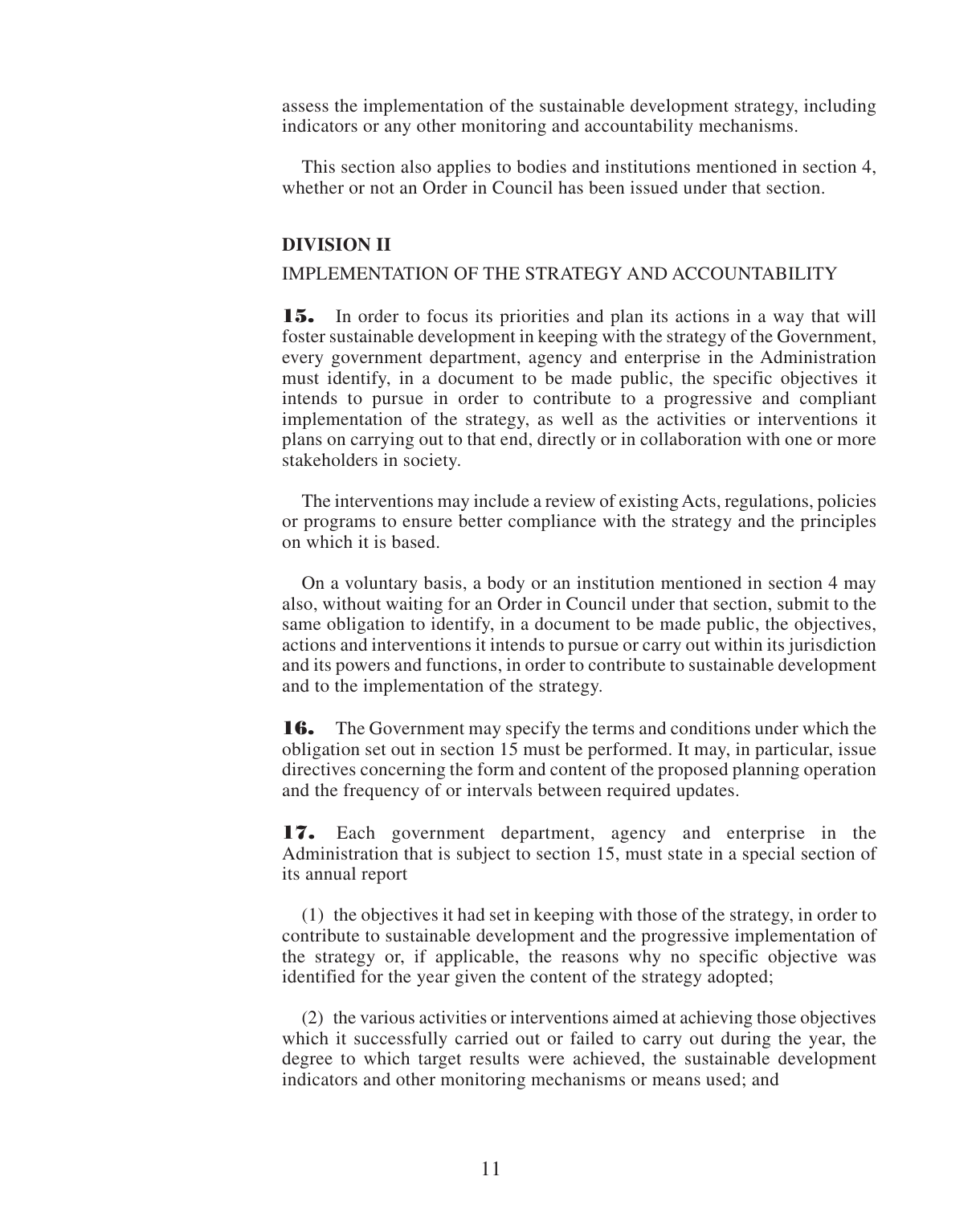assess the implementation of the sustainable development strategy, including indicators or any other monitoring and accountability mechanisms.

This section also applies to bodies and institutions mentioned in section 4, whether or not an Order in Council has been issued under that section.

## DIVISION II

IMPLEMENTATION OF THE STRATEGY AND ACCOUNTABILITY

**15.** In order to focus its priorities and plan its actions in a way that will foster sustainable development in keeping with the strategy of the Government, every government department, agency and enterprise in the Administration must identify, in a document to be made public, the specific objectives it intends to pursue in order to contribute to a progressive and compliant implementation of the strategy, as well as the activities or interventions it plans on carrying out to that end, directly or in collaboration with one or more stakeholders in society.

The interventions may include a review of existing Acts, regulations, policies or programs to ensure better compliance with the strategy and the principles on which it is based.

On a voluntary basis, a body or an institution mentioned in section 4 may also, without waiting for an Order in Council under that section, submit to the same obligation to identify, in a document to be made public, the objectives, actions and interventions it intends to pursue or carry out within its jurisdiction and its powers and functions, in order to contribute to sustainable development and to the implementation of the strategy.

**16.** The Government may specify the terms and conditions under which the obligation set out in section 15 must be performed. It may, in particular, issue directives concerning the form and content of the proposed planning operation and the frequency of or intervals between required updates.

**17.** Each government department, agency and enterprise in the Administration that is subject to section 15, must state in a special section of its annual report

(1) the objectives it had set in keeping with those of the strategy, in order to contribute to sustainable development and the progressive implementation of the strategy or, if applicable, the reasons why no specific objective was identified for the year given the content of the strategy adopted;

(2) the various activities or interventions aimed at achieving those objectives which it successfully carried out or failed to carry out during the year, the degree to which target results were achieved, the sustainable development indicators and other monitoring mechanisms or means used; and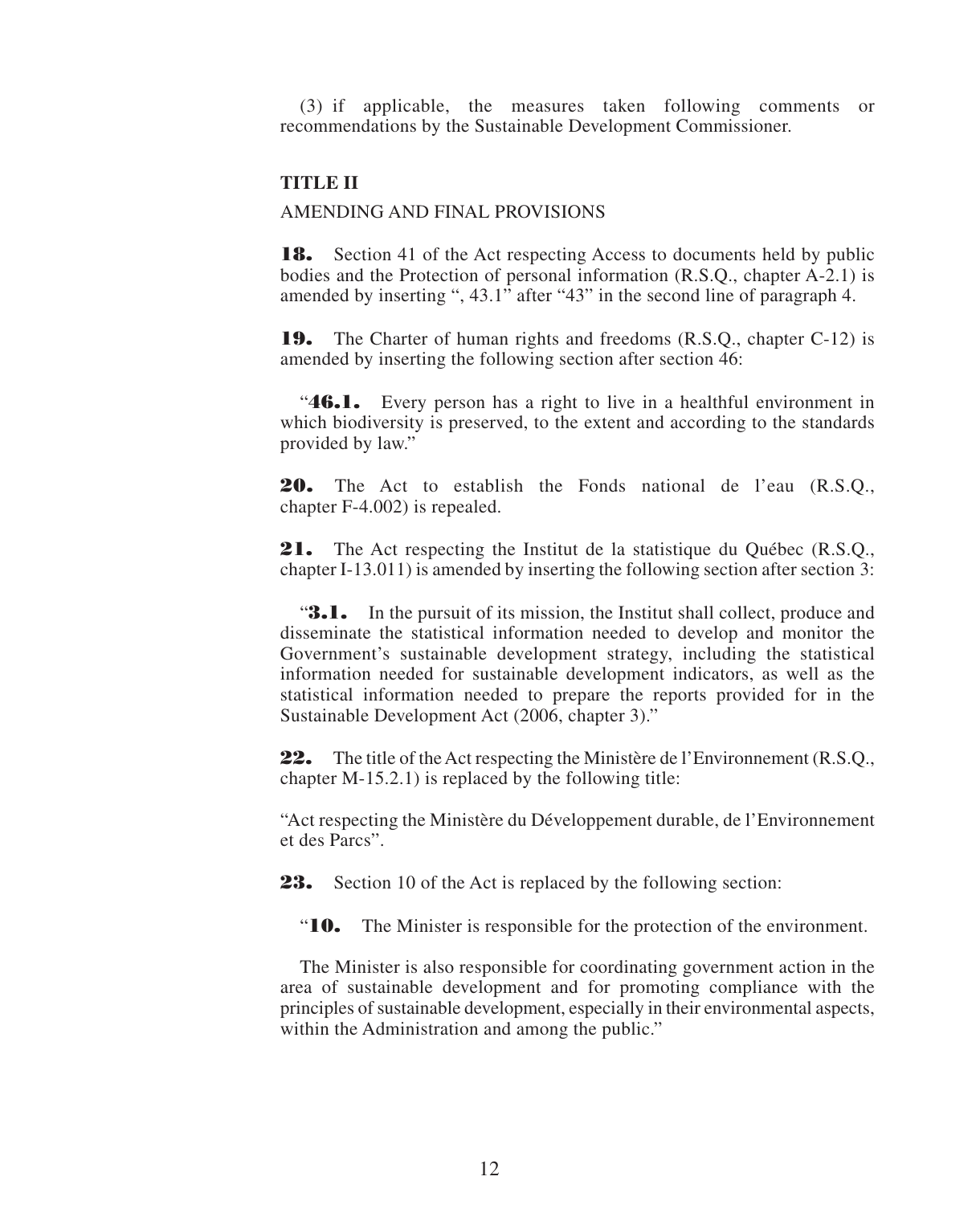(3) if applicable, the measures taken following comments or recommendations by the Sustainable Development Commissioner.

**TITLE II**

AMENDING AND FINAL PROVISIONS

**18.** Section 41 of the Act respecting Access to documents held by public bodies and the Protection of personal information (R.S.Q., chapter A-2.1) is amended by inserting ", 43.1" after "43" in the second line of paragraph 4.

**19.** The Charter of human rights and freedoms (R.S.Q., chapter C-12) is amended by inserting the following section after section 46:

"**46.1.** Every person has a right to live in a healthful environment in which biodiversity is preserved, to the extent and according to the standards provided by law."

**20.** The Act to establish the Fonds national de l'eau (R.S.Q., chapter F-4.002) is repealed.

**21.** The Act respecting the Institut de la statistique du Québec (R.S.Q., chapter I-13.011) is amended by inserting the following section after section 3:

"**3.1.** In the pursuit of its mission, the Institut shall collect, produce and disseminate the statistical information needed to develop and monitor the Government's sustainable development strategy, including the statistical information needed for sustainable development indicators, as well as the statistical information needed to prepare the reports provided for in the Sustainable Development Act (2006, chapter 3)."

**22.** The title of the Act respecting the Ministère de l'Environnement (R.S.Q., chapter M-15.2.1) is replaced by the following title:

"Act respecting the Ministère du Développement durable, de l'Environnement et des Parcs".

**23.** Section 10 of the Act is replaced by the following section:

"**10.** The Minister is responsible for the protection of the environment.

The Minister is also responsible for coordinating government action in the area of sustainable development and for promoting compliance with the principles of sustainable development, especially in their environmental aspects, within the Administration and among the public."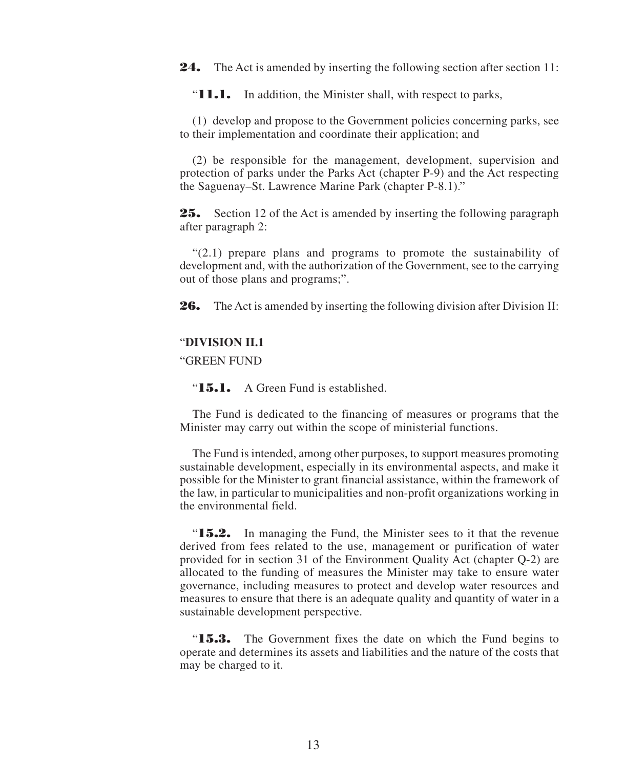**24.** The Act is amended by inserting the following section after section 11:

"**11.1.** In addition, the Minister shall, with respect to parks,

(1) develop and propose to the Government policies concerning parks, see to their implementation and coordinate their application; and

(2) be responsible for the management, development, supervision and protection of parks under the Parks Act (chapter P-9) and the Act respecting the Saguenay–St. Lawrence Marine Park (chapter P-8.1)."

**25.** Section 12 of the Act is amended by inserting the following paragraph after paragraph 2:

"(2.1) prepare plans and programs to promote the sustainability of development and, with the authorization of the Government, see to the carrying out of those plans and programs;".

**26.** The Act is amended by inserting the following division after Division II:

"**DIVISION II.1**

"GREEN FUND

"**15.1.** A Green Fund is established.

The Fund is dedicated to the financing of measures or programs that the Minister may carry out within the scope of ministerial functions.

The Fund is intended, among other purposes, to support measures promoting sustainable development, especially in its environmental aspects, and make it possible for the Minister to grant financial assistance, within the framework of the law, in particular to municipalities and non-profit organizations working in the environmental field.

"**15.2.** In managing the Fund, the Minister sees to it that the revenue derived from fees related to the use, management or purification of water provided for in section 31 of the Environment Quality Act (chapter Q-2) are allocated to the funding of measures the Minister may take to ensure water governance, including measures to protect and develop water resources and measures to ensure that there is an adequate quality and quantity of water in a sustainable development perspective.

"**15.3.** The Government fixes the date on which the Fund begins to operate and determines its assets and liabilities and the nature of the costs that may be charged to it.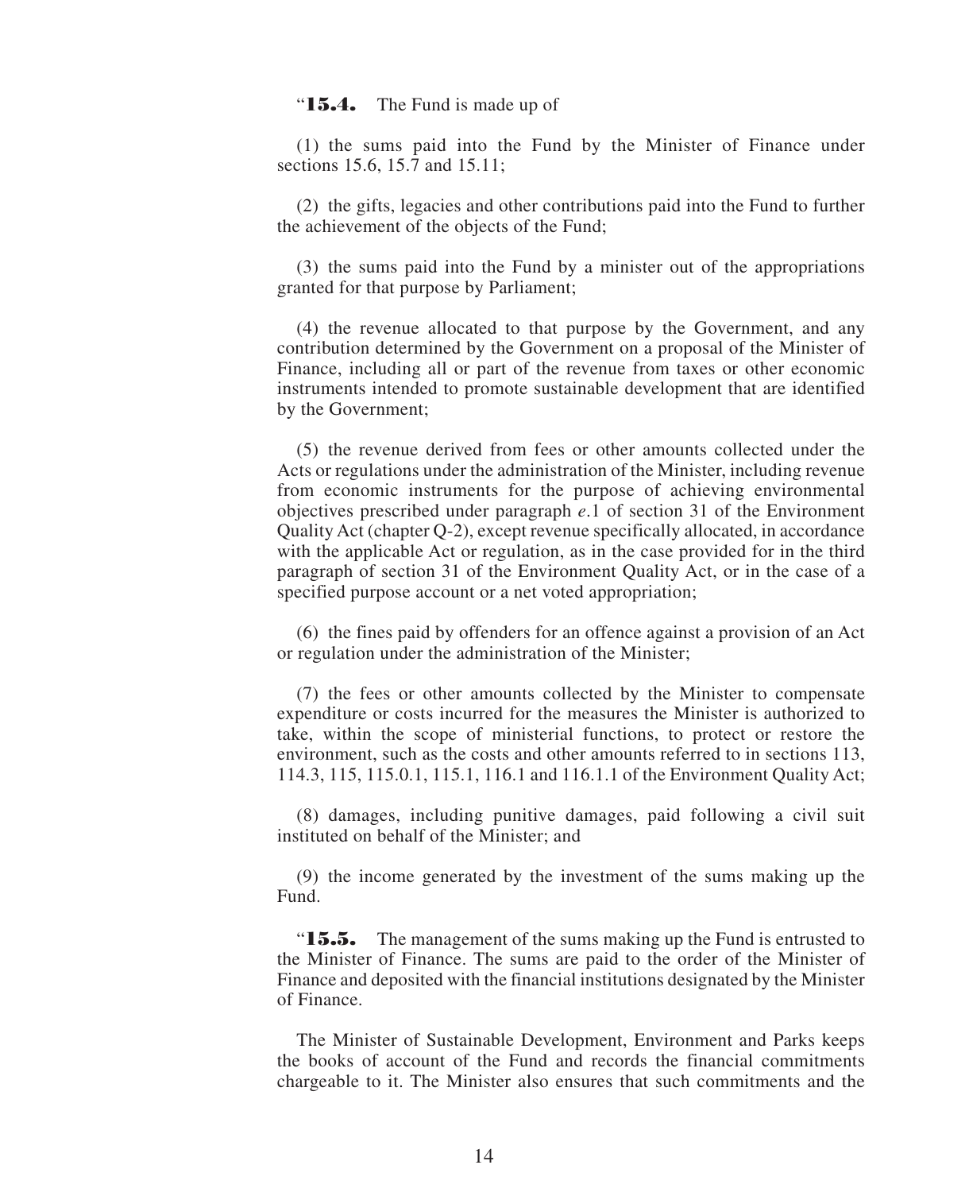"**15.4.** The Fund is made up of

(1) the sums paid into the Fund by the Minister of Finance under sections 15.6, 15.7 and 15.11;

(2) the gifts, legacies and other contributions paid into the Fund to further the achievement of the objects of the Fund;

(3) the sums paid into the Fund by a minister out of the appropriations granted for that purpose by Parliament;

(4) the revenue allocated to that purpose by the Government, and any contribution determined by the Government on a proposal of the Minister of Finance, including all or part of the revenue from taxes or other economic instruments intended to promote sustainable development that are identified by the Government;

(5) the revenue derived from fees or other amounts collected under the Acts or regulations under the administration of the Minister, including revenue from economic instruments for the purpose of achieving environmental objectives prescribed under paragraph *e*.1 of section 31 of the Environment Quality Act (chapter Q-2), except revenue specifically allocated, in accordance with the applicable Act or regulation, as in the case provided for in the third paragraph of section 31 of the Environment Quality Act, or in the case of a specified purpose account or a net voted appropriation;

(6) the fines paid by offenders for an offence against a provision of an Act or regulation under the administration of the Minister;

(7) the fees or other amounts collected by the Minister to compensate expenditure or costs incurred for the measures the Minister is authorized to take, within the scope of ministerial functions, to protect or restore the environment, such as the costs and other amounts referred to in sections 113, 114.3, 115, 115.0.1, 115.1, 116.1 and 116.1.1 of the Environment Quality Act;

(8) damages, including punitive damages, paid following a civil suit instituted on behalf of the Minister; and

(9) the income generated by the investment of the sums making up the Fund.

"**15.5.** The management of the sums making up the Fund is entrusted to the Minister of Finance. The sums are paid to the order of the Minister of Finance and deposited with the financial institutions designated by the Minister of Finance.

The Minister of Sustainable Development, Environment and Parks keeps the books of account of the Fund and records the financial commitments chargeable to it. The Minister also ensures that such commitments and the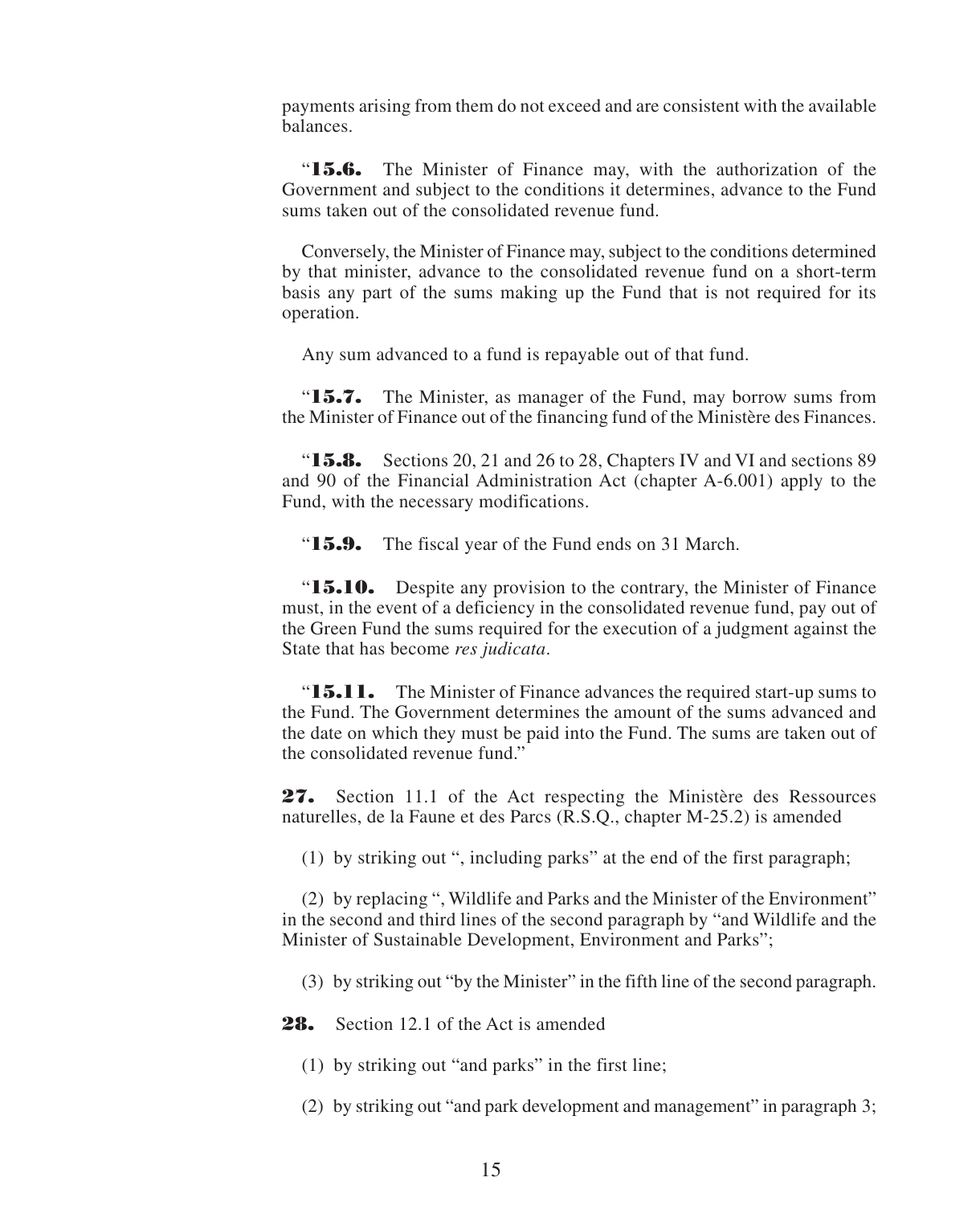payments arising from them do not exceed and are consistent with the available balances.

“**15.6.** The Minister of Finance may, with the authorization of the Government and subject to the conditions it determines, advance to the Fund sums taken out of the consolidated revenue fund.

Conversely, the Minister of Finance may, subject to the conditions determined by that minister, advance to the consolidated revenue fund on a short-term basis any part of the sums making up the Fund that is not required for its operation.

Any sum advanced to a fund is repayable out of that fund.

“**15.7.** The Minister, as manager of the Fund, may borrow sums from the Minister of Finance out of the financing fund of the Ministère des Finances.

“**15.8.** Sections 20, 21 and 26 to 28, Chapters IV and VI and sections 89 and 90 of the Financial Administration Act (chapter A-6.001) apply to the Fund, with the necessary modifications.

“**15.9.** The fiscal year of the Fund ends on 31 March.

“**15.10.** Despite any provision to the contrary, the Minister of Finance must, in the event of a deficiency in the consolidated revenue fund, pay out of the Green Fund the sums required for the execution of a judgment against the State that has become *res judicata*.

“**15.11.** The Minister of Finance advances the required start-up sums to the Fund. The Government determines the amount of the sums advanced and the date on which they must be paid into the Fund. The sums are taken out of the consolidated revenue fund.”

**27.** Section 11.1 of the Act respecting the Ministère des Ressources naturelles, de la Faune et des Parcs (R.S.Q., chapter M-25.2) is amended

(1) by striking out “, including parks” at the end of the first paragraph;

(2) by replacing “, Wildlife and Parks and the Minister of the Environment” in the second and third lines of the second paragraph by “and Wildlife and the Minister of Sustainable Development, Environment and Parks”;

(3) by striking out “by the Minister” in the fifth line of the second paragraph.

**28.** Section 12.1 of the Act is amended

(1) by striking out “and parks” in the first line;

(2) by striking out “and park development and management” in paragraph 3;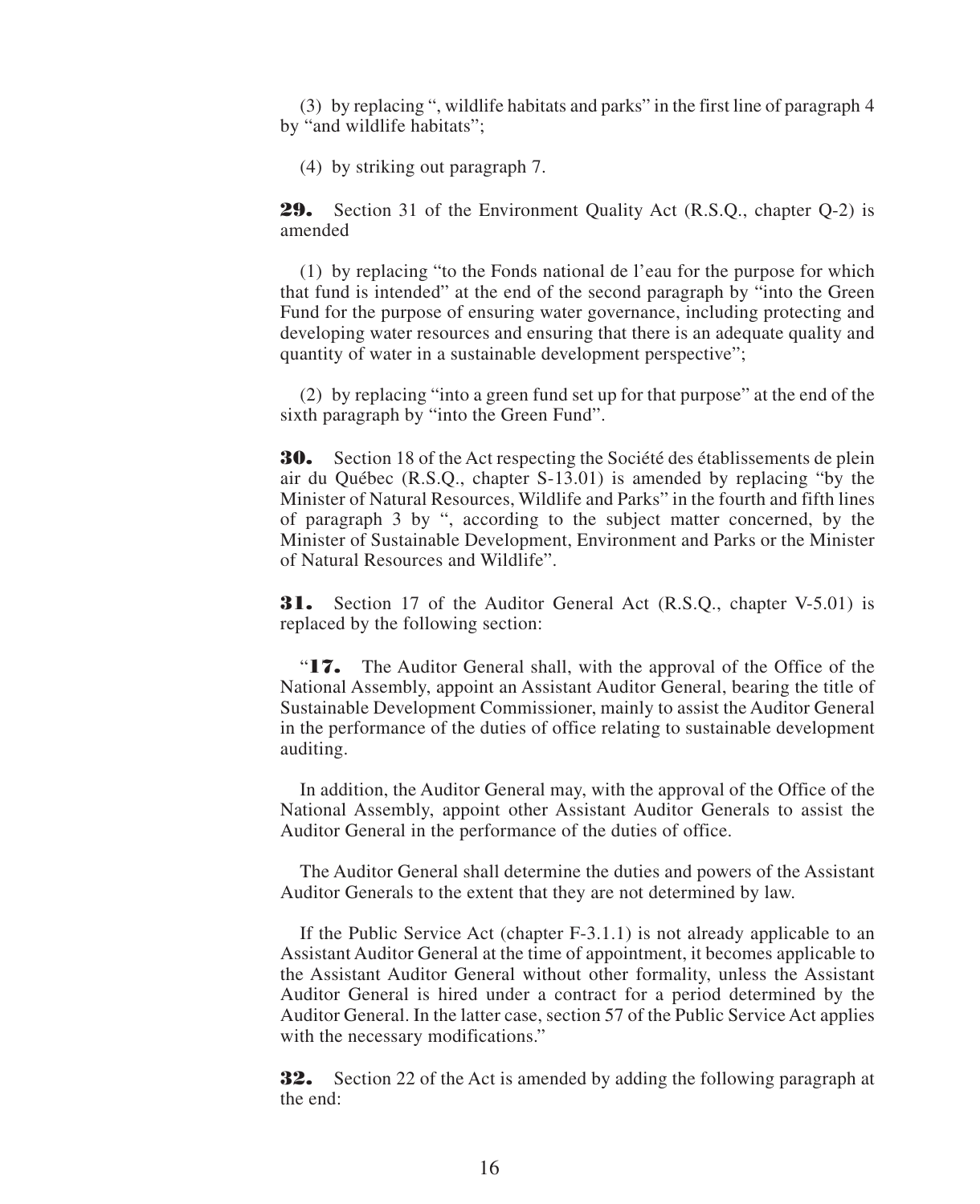(3) by replacing ", wildlife habitats and parks" in the first line of paragraph 4 by "and wildlife habitats";

(4) by striking out paragraph 7.

**29.** Section 31 of the Environment Quality Act (R.S.Q., chapter Q-2) is amended

(1) by replacing "to the Fonds national de l'eau for the purpose for which that fund is intended" at the end of the second paragraph by "into the Green Fund for the purpose of ensuring water governance, including protecting and developing water resources and ensuring that there is an adequate quality and quantity of water in a sustainable development perspective";

(2) by replacing "into a green fund set up for that purpose" at the end of the sixth paragraph by "into the Green Fund".

**30.** Section 18 of the Act respecting the Société des établissements de plein air du Québec (R.S.Q., chapter S-13.01) is amended by replacing "by the Minister of Natural Resources, Wildlife and Parks" in the fourth and fifth lines of paragraph 3 by ", according to the subject matter concerned, by the Minister of Sustainable Development, Environment and Parks or the Minister of Natural Resources and Wildlife".

**31.** Section 17 of the Auditor General Act (R.S.Q., chapter V-5.01) is replaced by the following section:

"**17.** The Auditor General shall, with the approval of the Office of the National Assembly, appoint an Assistant Auditor General, bearing the title of Sustainable Development Commissioner, mainly to assist the Auditor General in the performance of the duties of office relating to sustainable development auditing.

In addition, the Auditor General may, with the approval of the Office of the National Assembly, appoint other Assistant Auditor Generals to assist the Auditor General in the performance of the duties of office.

The Auditor General shall determine the duties and powers of the Assistant Auditor Generals to the extent that they are not determined by law.

If the Public Service Act (chapter F-3.1.1) is not already applicable to an Assistant Auditor General at the time of appointment, it becomes applicable to the Assistant Auditor General without other formality, unless the Assistant Auditor General is hired under a contract for a period determined by the Auditor General. In the latter case, section 57 of the Public Service Act applies with the necessary modifications."

**32.** Section 22 of the Act is amended by adding the following paragraph at the end: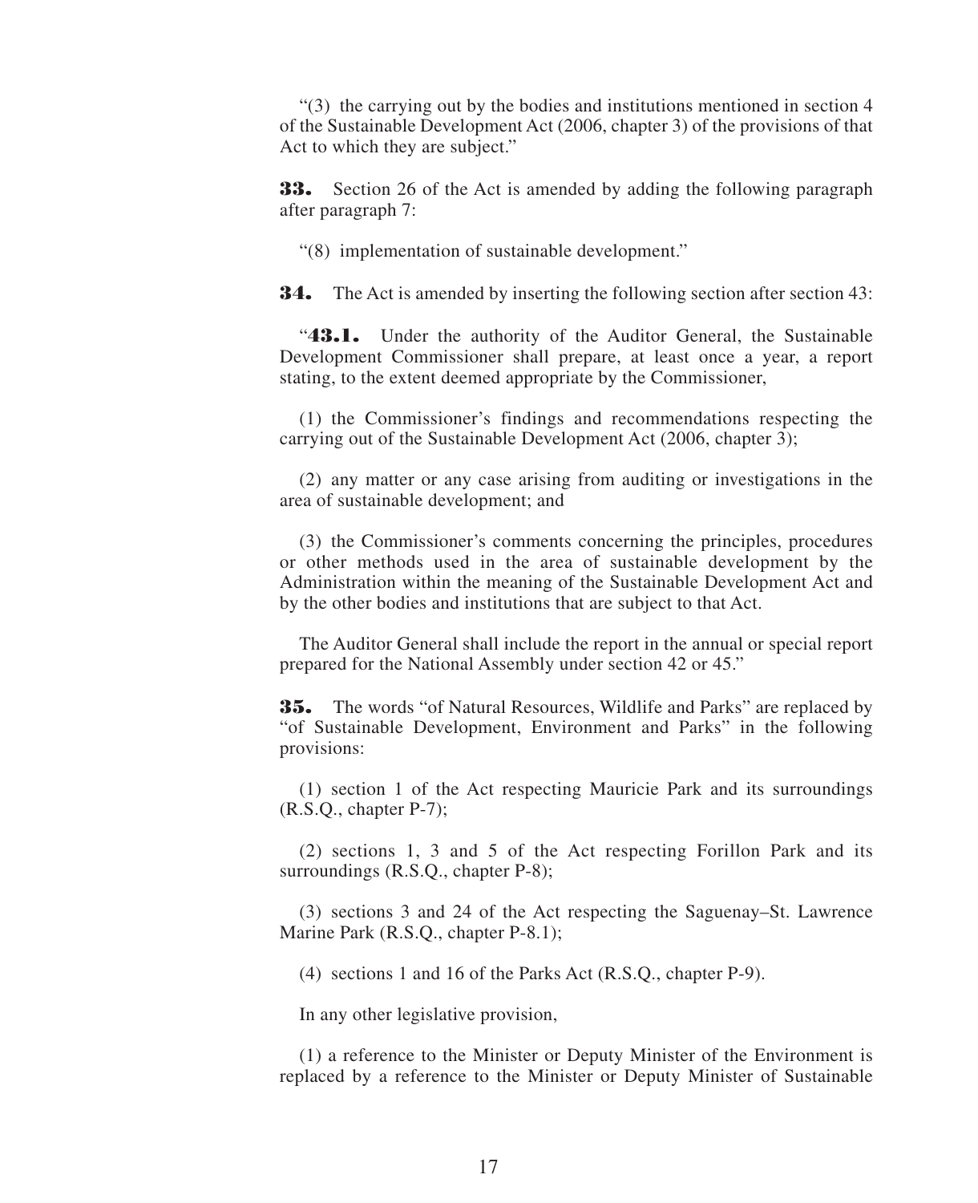"(3) the carrying out by the bodies and institutions mentioned in section 4 of the Sustainable Development Act (2006, chapter 3) of the provisions of that Act to which they are subject."

**33.** Section 26 of the Act is amended by adding the following paragraph after paragraph 7:

"(8) implementation of sustainable development."

**34.** The Act is amended by inserting the following section after section 43:

"**43.1.** Under the authority of the Auditor General, the Sustainable Development Commissioner shall prepare, at least once a year, a report stating, to the extent deemed appropriate by the Commissioner,

(1) the Commissioner's findings and recommendations respecting the carrying out of the Sustainable Development Act (2006, chapter 3);

(2) any matter or any case arising from auditing or investigations in the area of sustainable development; and

(3) the Commissioner's comments concerning the principles, procedures or other methods used in the area of sustainable development by the Administration within the meaning of the Sustainable Development Act and by the other bodies and institutions that are subject to that Act.

The Auditor General shall include the report in the annual or special report prepared for the National Assembly under section 42 or 45."

**35.** The words "of Natural Resources, Wildlife and Parks" are replaced by "of Sustainable Development, Environment and Parks" in the following provisions:

(1) section 1 of the Act respecting Mauricie Park and its surroundings (R.S.Q., chapter P-7);

(2) sections 1, 3 and 5 of the Act respecting Forillon Park and its surroundings (R.S.Q., chapter P-8);

(3) sections 3 and 24 of the Act respecting the Saguenay–St. Lawrence Marine Park (R.S.Q., chapter P-8.1);

(4) sections 1 and 16 of the Parks Act (R.S.Q., chapter P-9).

In any other legislative provision,

(1) a reference to the Minister or Deputy Minister of the Environment is replaced by a reference to the Minister or Deputy Minister of Sustainable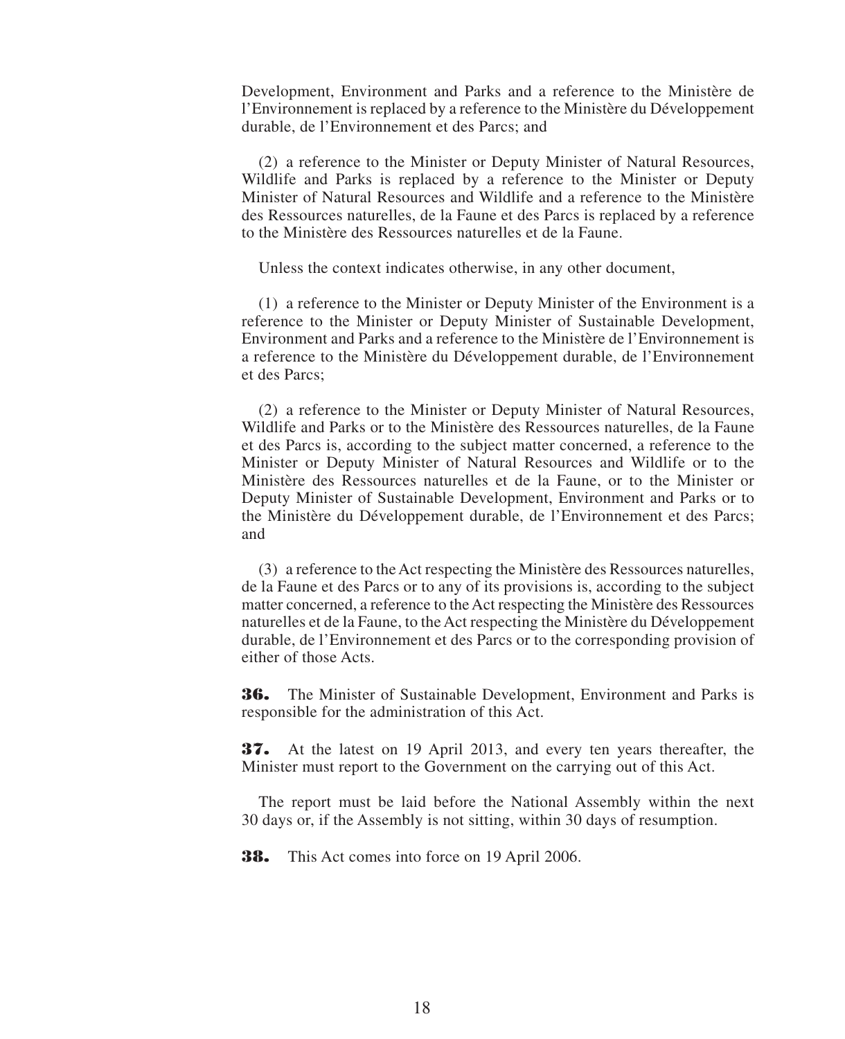Development, Environment and Parks and a reference to the Ministère de l'Environnement is replaced by a reference to the Ministère du Développement durable, de l'Environnement et des Parcs; and

(2) a reference to the Minister or Deputy Minister of Natural Resources, Wildlife and Parks is replaced by a reference to the Minister or Deputy Minister of Natural Resources and Wildlife and a reference to the Ministère des Ressources naturelles, de la Faune et des Parcs is replaced by a reference to the Ministère des Ressources naturelles et de la Faune.

Unless the context indicates otherwise, in any other document,

(1) a reference to the Minister or Deputy Minister of the Environment is a reference to the Minister or Deputy Minister of Sustainable Development, Environment and Parks and a reference to the Ministère de l'Environnement is a reference to the Ministère du Développement durable, de l'Environnement et des Parcs;

(2) a reference to the Minister or Deputy Minister of Natural Resources, Wildlife and Parks or to the Ministère des Ressources naturelles, de la Faune et des Parcs is, according to the subject matter concerned, a reference to the Minister or Deputy Minister of Natural Resources and Wildlife or to the Ministère des Ressources naturelles et de la Faune, or to the Minister or Deputy Minister of Sustainable Development, Environment and Parks or to the Ministère du Développement durable, de l'Environnement et des Parcs; and

(3) a reference to the Act respecting the Ministère des Ressources naturelles, de la Faune et des Parcs or to any of its provisions is, according to the subject matter concerned, a reference to the Act respecting the Ministère des Ressources naturelles et de la Faune, to the Act respecting the Ministère du Développement durable, de l'Environnement et des Parcs or to the corresponding provision of either of those Acts.

**36.** The Minister of Sustainable Development, Environment and Parks is responsible for the administration of this Act.

**37.** At the latest on 19 April 2013, and every ten years thereafter, the Minister must report to the Government on the carrying out of this Act.

The report must be laid before the National Assembly within the next 30 days or, if the Assembly is not sitting, within 30 days of resumption.

**38.** This Act comes into force on 19 April 2006.